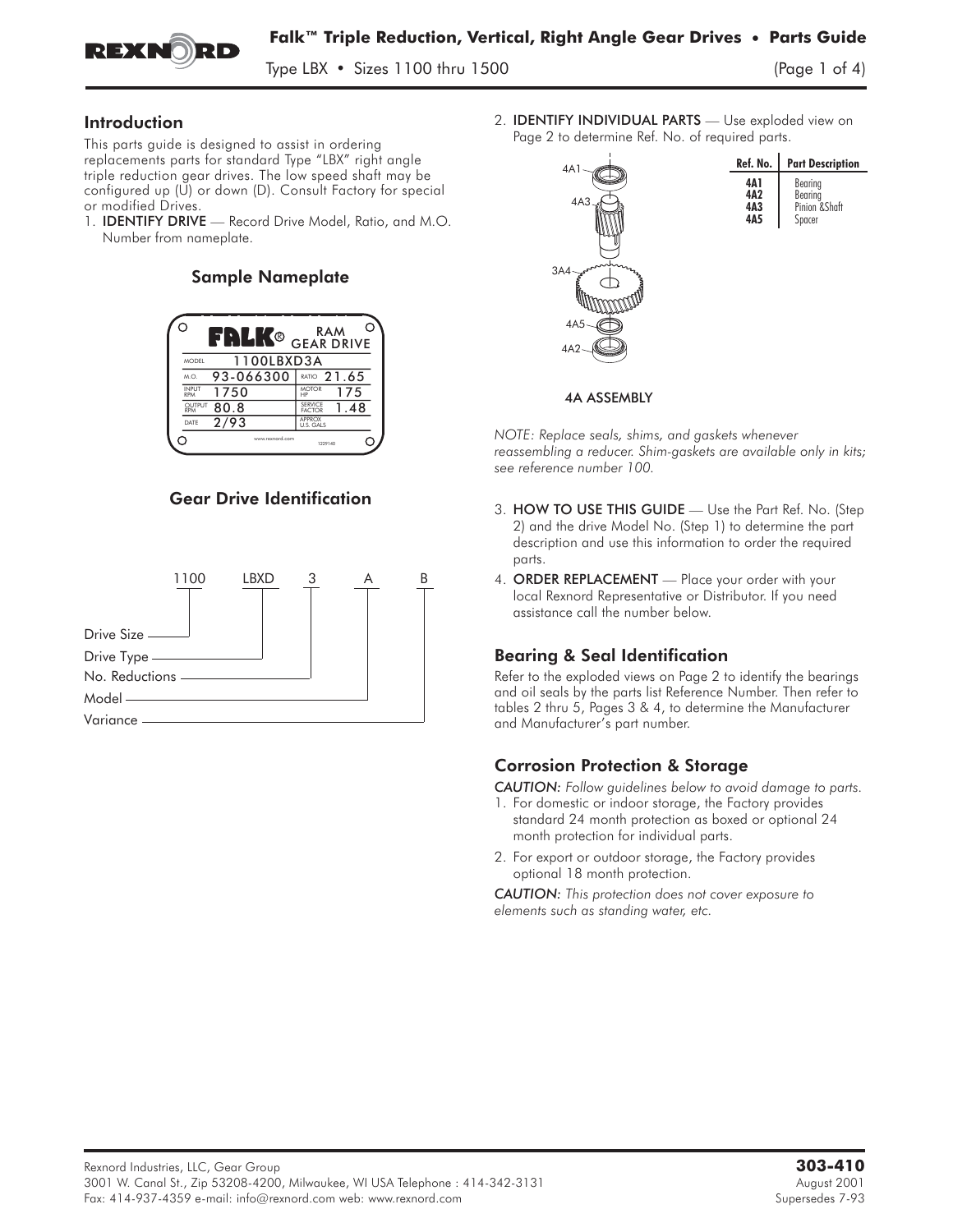## Introduction

This parts guide is designed to assist in ordering replacements parts for standard Type "LBX" right angle triple reduction gear drives. The low speed shaft may be configured up (U) or down (D). Consult Factory for special or modified Drives.

1. **IDENTIFY DRIVE** — Record Drive Model, Ratio, and M.O. Number from nameplate.

### Sample Nameplate

FALK® RAM GEAR DRIVE

| MODEL | 1100LBXD3A | | |
|---|---|---|---|
| M.O. | 93-066300 | RATIO | 21.65 |
| INPUT RPM | 1750 | MOTOR HP | 175 |
| OUTPUT RPM | 80.8 | SERVICE FACTOR | 1.48 |
| DATE | 2/93 | APPROX U.S. GALS | |

www.rexnord.com 1229140

### Gear Drive Identification

1100 LBXD 3 A B

- 1100 — Drive Size
- LBXD — Drive Type
- 3 — No. Reductions
- A — Model
- B — Variance

2. **IDENTIFY INDIVIDUAL PARTS** — Use exploded view on Page 2 to determine Ref. No. of required parts.

4A ASSEMBLY (4A1, 4A3, 3A4, 4A5, 4A2)

| Ref. No. | Part Description |
|---|---|
| 4A1 | Bearing |
| 4A2 | Bearing |
| 4A3 | Pinion &Shaft |
| 4A5 | Spacer |

*NOTE: Replace seals, shims, and gaskets whenever reassembling a reducer. Shim-gaskets are available only in kits; see reference number 100.*

3. **HOW TO USE THIS GUIDE** — Use the Part Ref. No. (Step 2) and the drive Model No. (Step 1) to determine the part description and use this information to order the required parts.
4. **ORDER REPLACEMENT** — Place your order with your local Rexnord Representative or Distributor. If you need assistance call the number below.

## Bearing & Seal Identification

Refer to the exploded views on Page 2 to identify the bearings and oil seals by the parts list Reference Number. Then refer to tables 2 thru 5, Pages 3 & 4, to determine the Manufacturer and Manufacturer's part number.

## Corrosion Protection & Storage

*CAUTION: Follow guidelines below to avoid damage to parts.*

1. For domestic or indoor storage, the Factory provides standard 24 month protection as boxed or optional 24 month protection for individual parts.
2. For export or outdoor storage, the Factory provides optional 18 month protection.

*CAUTION: This protection does not cover exposure to elements such as standing water, etc.*

Rexnord Industries, LLC, Gear Group
3001 W. Canal St., Zip 53208-4200, Milwaukee, WI USA Telephone : 414-342-3131
Fax: 414-937-4359 e-mail: info@rexnord.com web: www.rexnord.com

**303-410**
August 2001
Supersedes 7-93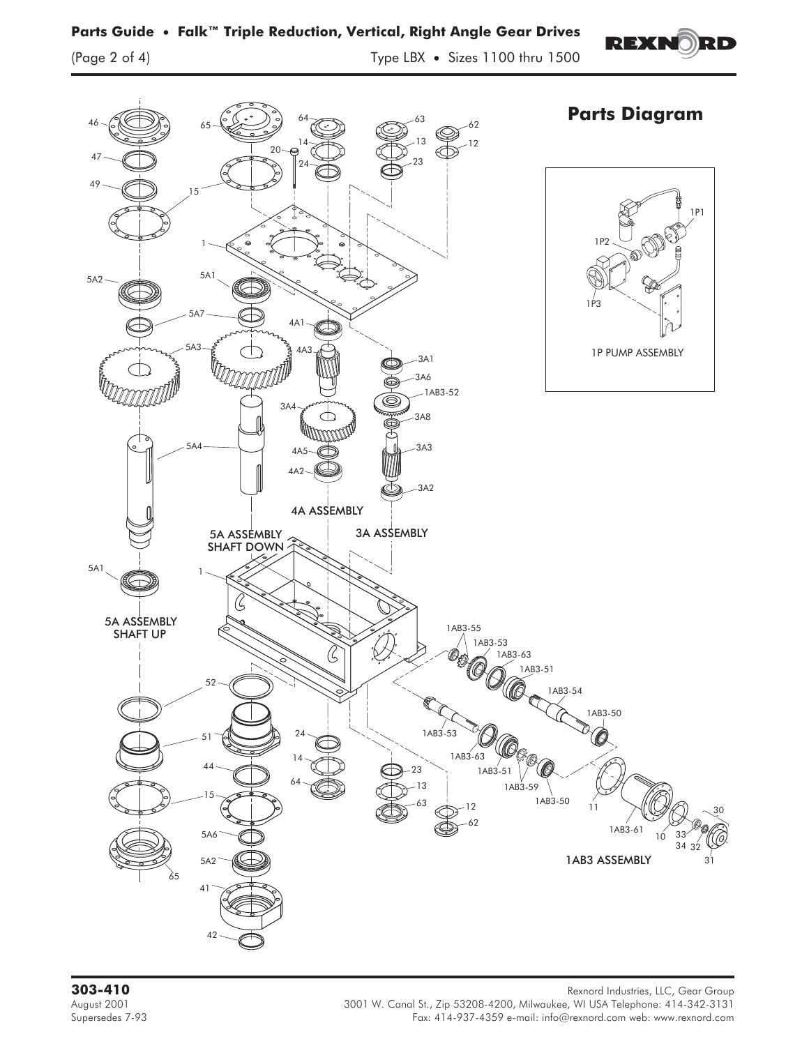## Parts Diagram

46
47
49
15
65
20
64
14
24
63
13
23
62
12
1
5A2
5A1
5A7
4A1
5A3
4A3
3A1
3A6
1AB3-52
3A4
3A8
5A4
4A5
3A3
4A2
3A2

4A ASSEMBLY

5A ASSEMBLY
SHAFT DOWN

3A ASSEMBLY

5A1
1

5A ASSEMBLY
SHAFT UP

52
51
24
14
64
44
15
23
13
63
12
62
5A6
5A2
65
41
42

1AB3-55
1AB3-53
1AB3-63
1AB3-51
1AB3-54
1AB3-50
1AB3-53
1AB3-63
1AB3-51
1AB3-59
1AB3-50
11
1AB3-61
10
33
34
32
30
31

1AB3 ASSEMBLY

1P1
1P2
1P3

1P PUMP ASSEMBLY

**303-410**
August 2001
Supersedes 7-93

Rexnord Industries, LLC, Gear Group
3001 W. Canal St., Zip 53208-4200, Milwaukee, WI USA Telephone: 414-342-3131
Fax: 414-937-4359 e-mail: info@rexnord.com web: www.rexnord.com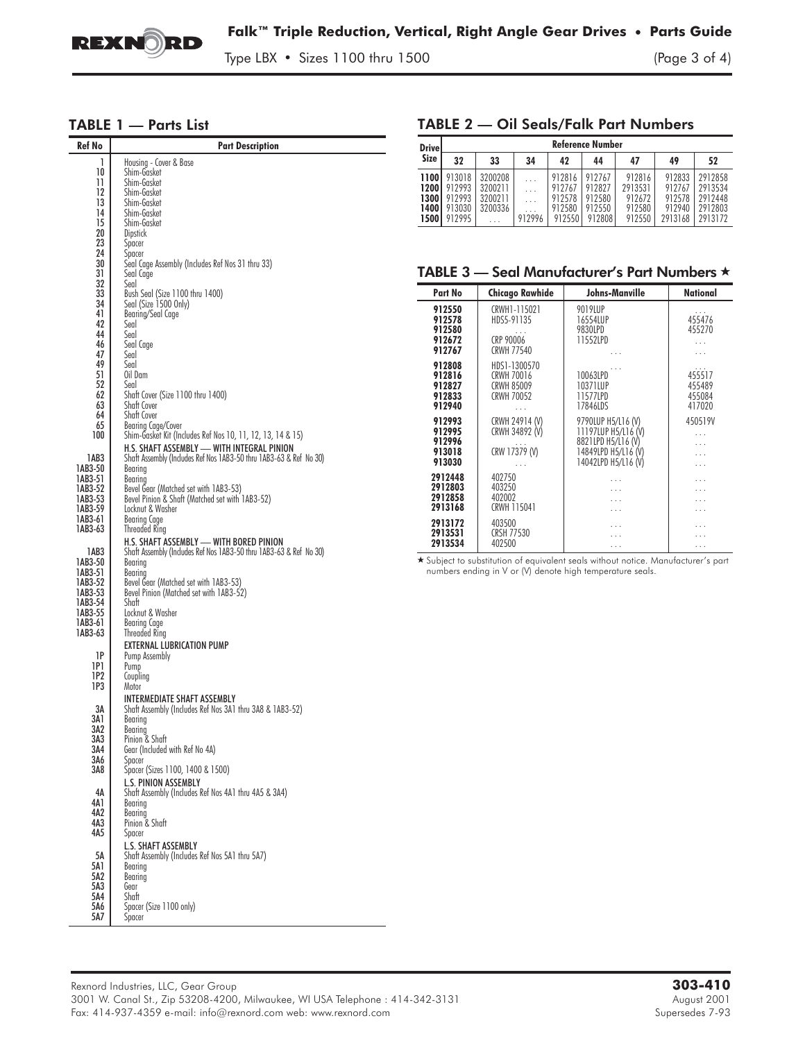## TABLE 1 — Parts List

| Ref No | Part Description |
|---|---|
| 1 | Housing - Cover & Base |
| 10 | Shim-Gasket |
| 11 | Shim-Gasket |
| 12 | Shim-Gasket |
| 13 | Shim-Gasket |
| 14 | Shim-Gasket |
| 15 | Shim-Gasket |
| 20 | Dipstick |
| 23 | Spacer |
| 24 | Spacer |
| 30 | Seal Cage Assembly (Includes Ref Nos 31 thru 33) |
| 31 | Seal Cage |
| 32 | Seal |
| 33 | Bush Seal (Size 1100 thru 1400) |
| 34 | Seal (Size 1500 Only) |
| 41 | Bearing/Seal Cage |
| 42 | Seal |
| 44 | Seal |
| 46 | Seal Cage |
| 47 | Seal |
| 49 | Seal |
| 51 | Oil Dam |
| 52 | Seal |
| 62 | Shaft Cover (Size 1100 thru 1400) |
| 63 | Shaft Cover |
| 64 | Shaft Cover |
| 65 | Bearing Cage/Cover |
| 100 | Shim-Gasket Kit (Includes Ref Nos 10, 11, 12, 13, 14 & 15) |
| | **H.S. SHAFT ASSEMBLY — WITH INTEGRAL PINION** |
| 1AB3 | Shaft Assembly (Includes Ref Nos 1AB3-50 thru 1AB3-63 & Ref No 30) |
| 1AB3-50 | Bearing |
| 1AB3-51 | Bearing |
| 1AB3-52 | Bevel Gear (Matched set with 1AB3-53) |
| 1AB3-53 | Bevel Pinion & Shaft (Matched set with 1AB3-52) |
| 1AB3-59 | Locknut & Washer |
| 1AB3-61 | Bearing Cage |
| 1AB3-63 | Threaded Ring |
| | **H.S. SHAFT ASSEMBLY — WITH BORED PINION** |
| 1AB3 | Shaft Assembly (Includes Ref Nos 1AB3-50 thru 1AB3-63 & Ref No 30) |
| 1AB3-50 | Bearing |
| 1AB3-51 | Bearing |
| 1AB3-52 | Bevel Gear (Matched set with 1AB3-53) |
| 1AB3-53 | Bevel Pinion (Matched set with 1AB3-52) |
| 1AB3-54 | Shaft |
| 1AB3-55 | Locknut & Washer |
| 1AB3-61 | Bearing Cage |
| 1AB3-63 | Threaded Ring |
| | **EXTERNAL LUBRICATION PUMP** |
| 1P | Pump Assembly |
| 1P1 | Pump |
| 1P2 | Coupling |
| 1P3 | Motor |
| | **INTERMEDIATE SHAFT ASSEMBLY** |
| 3A | Shaft Assembly (Includes Ref Nos 3A1 thru 3A8 & 1AB3-52) |
| 3A1 | Bearing |
| 3A2 | Bearing |
| 3A3 | Pinion & Shaft |
| 3A4 | Gear (Included with Ref No 4A) |
| 3A6 | Spacer |
| 3A8 | Spacer (Sizes 1100, 1400 & 1500) |
| | **L.S. PINION ASSEMBLY** |
| 4A | Shaft Assembly (Includes Ref Nos 4A1 thru 4A5 & 3A4) |
| 4A1 | Bearing |
| 4A2 | Bearing |
| 4A3 | Pinion & Shaft |
| 4A5 | Spacer |
| | **L.S. SHAFT ASSEMBLY** |
| 5A | Shaft Assembly (Includes Ref Nos 5A1 thru 5A7) |
| 5A1 | Bearing |
| 5A2 | Bearing |
| 5A3 | Gear |
| 5A4 | Shaft |
| 5A6 | Spacer (Size 1100 only) |
| 5A7 | Spacer |

## TABLE 2 — Oil Seals/Falk Part Numbers

| Drive Size | Reference Number | | | | | | | |
|---|---|---|---|---|---|---|---|---|
| | 32 | 33 | 34 | 42 | 44 | 47 | 49 | 52 |
| 1100 | 913018 | 3200208 | . . . | 912816 | 912767 | 912816 | 912833 | 2912858 |
| 1200 | 912993 | 3200211 | . . . | 912767 | 912827 | 2913531 | 912767 | 2913534 |
| 1300 | 912993 | 3200211 | . . . | 912578 | 912580 | 912672 | 912578 | 2912448 |
| 1400 | 913030 | 3200336 | . . . | 912580 | 912550 | 912580 | 912940 | 2912803 |
| 1500 | 912995 | . . . | 912996 | 912550 | 912808 | 912550 | 2913168 | 2913172 |

## TABLE 3 — Seal Manufacturer's Part Numbers ★

| Part No | Chicago Rawhide | Johns-Manville | National |
|---|---|---|---|
| 912550 | CRWH1-115021 | 9019LUP | . . . |
| 912578 | HDS5-91135 | 16554LUP | 455476 |
| 912580 | . . . | 9830LPD | 455270 |
| 912672 | CRP 90006 | 11552LPD | . . . |
| 912767 | CRWH 77540 | . . . | . . . |
| 912808 | HDS1-1300570 | . . . | . . . |
| 912816 | CRWH 70016 | 10063LPD | 455517 |
| 912827 | CRWH 85009 | 10371LUP | 455489 |
| 912833 | CRWH 70052 | 11577LPD | 455084 |
| 912940 | . . . | 17846LDS | 417020 |
| 912993 | CRWH 24914 (V) | 9790LUP H5/L16 (V) | 450519V |
| 912995 | CRWH 34892 (V) | 11197LUP H5/L16 (V) | . . . |
| 912996 | . . . | 8821LPD H5/L16 (V) | . . . |
| 913018 | CRW 17379 (V) | 14849LPD H5/L16 (V) | . . . |
| 913030 | . . . | 14042LPD H5/L16 (V) | . . . |
| 2912448 | 402750 | . . . | . . . |
| 2912803 | 403250 | . . . | . . . |
| 2912858 | 402002 | . . . | . . . |
| 2913168 | CRWH 115041 | . . . | . . . |
| 2913172 | 403500 | . . . | . . . |
| 2913531 | CRSH 77530 | . . . | . . . |
| 2913534 | 402500 | . . . | . . . |

★ Subject to substitution of equivalent seals without notice. Manufacturer's part numbers ending in V or (V) denote high temperature seals.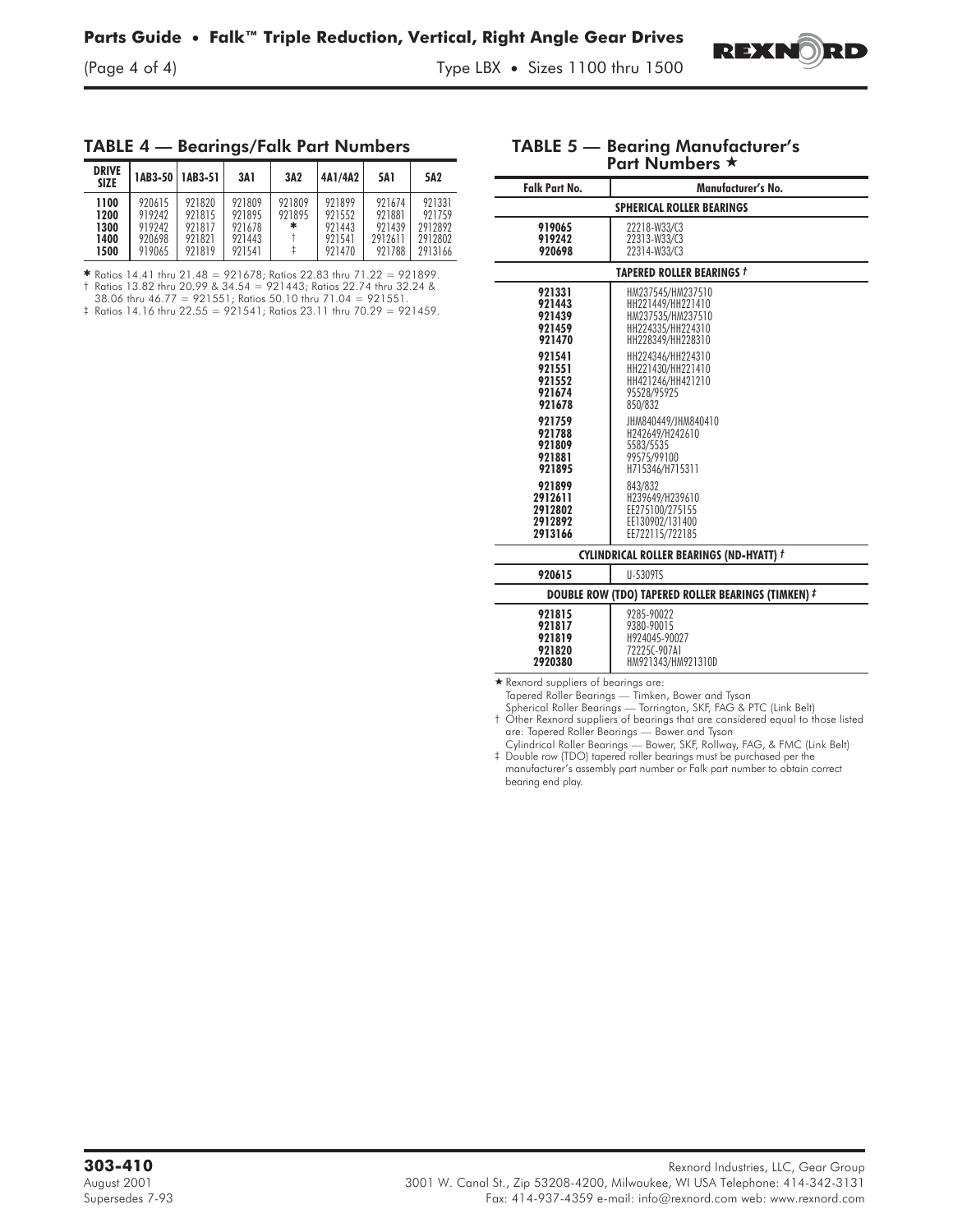### TABLE 4 — Bearings/Falk Part Numbers

| DRIVE SIZE | 1AB3-50 | 1AB3-51 | 3A1 | 3A2 | 4A1/4A2 | 5A1 | 5A2 |
|---|---|---|---|---|---|---|---|
| 1100 | 920615 | 921820 | 921809 | 921809 | 921899 | 921674 | 921331 |
| 1200 | 919242 | 921815 | 921895 | 921895 | 921552 | 921881 | 921759 |
| 1300 | 919242 | 921817 | 921678 | * | 921443 | 921439 | 2912892 |
| 1400 | 920698 | 921821 | 921443 | † | 921541 | 2912611 | 2912802 |
| 1500 | 919065 | 921819 | 921541 | ‡ | 921470 | 921788 | 2913166 |

* Ratios 14.41 thru 21.48 = 921678; Ratios 22.83 thru 71.22 = 921899.
† Ratios 13.82 thru 20.99 & 34.54 = 921443; Ratios 22.74 thru 32.24 & 38.06 thru 46.77 = 921551; Ratios 50.10 thru 71.04 = 921551.
‡ Ratios 14.16 thru 22.55 = 921541; Ratios 23.11 thru 70.29 = 921459.

### TABLE 5 — Bearing Manufacturer's Part Numbers ★

| Falk Part No. | Manufacturer's No. |
|---|---|
| **SPHERICAL ROLLER BEARINGS** | |
| 919065 | 22218-W33/C3 |
| 919242 | 22313-W33/C3 |
| 920698 | 22314-W33/C3 |
| **TAPERED ROLLER BEARINGS †** | |
| 921331 | HM237545/HM237510 |
| 921443 | HH221449/HH221410 |
| 921439 | HM237535/HM237510 |
| 921459 | HH224335/HH224310 |
| 921470 | HH228349/HH228310 |
| 921541 | HH224346/HH224310 |
| 921551 | HH221430/HH221410 |
| 921552 | HH421246/HH421210 |
| 921674 | 95528/95925 |
| 921678 | 850/832 |
| 921759 | JHM840449/JHM840410 |
| 921788 | H242649/H242610 |
| 921809 | 5583/5535 |
| 921881 | 99575/99100 |
| 921895 | H715346/H715311 |
| 921899 | 843/832 |
| 2912611 | H239649/H239610 |
| 2912802 | EE275100/275155 |
| 2912892 | EE130902/131400 |
| 2913166 | EE722115/722185 |
| **CYLINDRICAL ROLLER BEARINGS (ND-HYATT) †** | |
| 920615 | U-5309TS |
| **DOUBLE ROW (TDO) TAPERED ROLLER BEARINGS (TIMKEN) ‡** | |
| 921815 | 9285-90022 |
| 921817 | 9380-90015 |
| 921819 | H924045-90027 |
| 921820 | 72225C-907A1 |
| 2920380 | HM921343/HM921310D |

★ Rexnord suppliers of bearings are:
Tapered Roller Bearings — Timken, Bower and Tyson
Spherical Roller Bearings — Torrington, SKF, FAG & PTC (Link Belt)
† Other Rexnord suppliers of bearings that are considered equal to those listed are: Tapered Roller Bearings — Bower and Tyson
Cylindrical Roller Bearings — Bower, SKF, Rollway, FAG, & FMC (Link Belt)
‡ Double row (TDO) tapered roller bearings must be purchased per the manufacturer's assembly part number or Falk part number to obtain correct bearing end play.

**303-410**
August 2001
Supersedes 7-93

Rexnord Industries, LLC, Gear Group
3001 W. Canal St., Zip 53208-4200, Milwaukee, WI USA Telephone: 414-342-3131
Fax: 414-937-4359 e-mail: info@rexnord.com web: www.rexnord.com